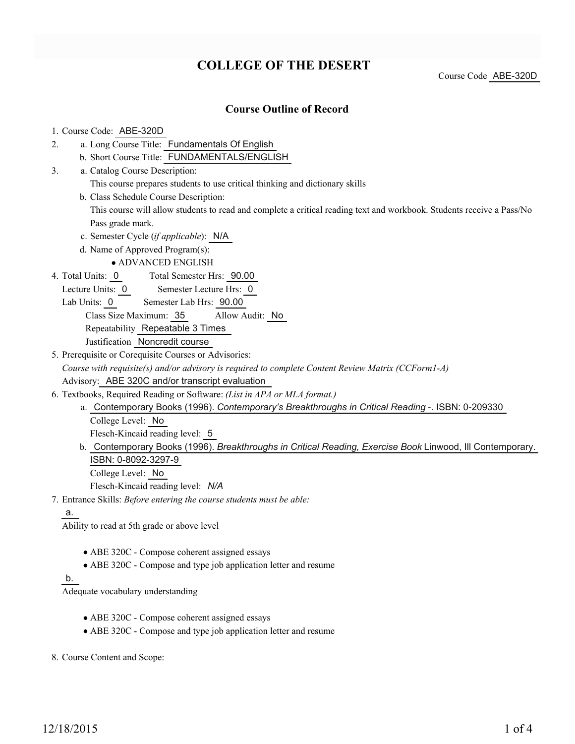# COLLEGE OF THE DESERT

Course Code ABE-320D

## Course Outline of Record

1. Course Code: ABE-320D
2. a. Long Course Title: Fundamentals Of English
   b. Short Course Title: FUNDAMENTALS/ENGLISH
3. a. Catalog Course Description:
   This course prepares students to use critical thinking and dictionary skills
   b. Class Schedule Course Description:
   This course will allow students to read and complete a critical reading text and workbook. Students receive a Pass/No Pass grade mark.
   c. Semester Cycle (*if applicable*): N/A
   d. Name of Approved Program(s):
      - ADVANCED ENGLISH
4. Total Units: 0 Total Semester Hrs: 90.00
   Lecture Units: 0 Semester Lecture Hrs: 0
   Lab Units: 0 Semester Lab Hrs: 90.00
   Class Size Maximum: 35 Allow Audit: No
   Repeatability Repeatable 3 Times
   Justification Noncredit course
5. Prerequisite or Corequisite Courses or Advisories:
   *Course with requisite(s) and/or advisory is required to complete Content Review Matrix (CCForm1-A)*
   Advisory: ABE 320C and/or transcript evaluation
6. Textbooks, Required Reading or Software: *(List in APA or MLA format.)*
   a. Contemporary Books (1996). *Contemporary's Breakthroughs in Critical Reading* -. ISBN: 0-209330
      College Level: No
      Flesch-Kincaid reading level: 5
   b. Contemporary Books (1996). *Breakthroughs in Critical Reading, Exercise Book* Linwood, Ill Contemporary. ISBN: 0-8092-3297-9
      College Level: No
      Flesch-Kincaid reading level: *N/A*
7. Entrance Skills: *Before entering the course students must be able:*

   a.
   Ability to read at 5th grade or above level

   - ABE 320C - Compose coherent assigned essays
   - ABE 320C - Compose and type job application letter and resume

   b.
   Adequate vocabulary understanding

   - ABE 320C - Compose coherent assigned essays
   - ABE 320C - Compose and type job application letter and resume

8. Course Content and Scope: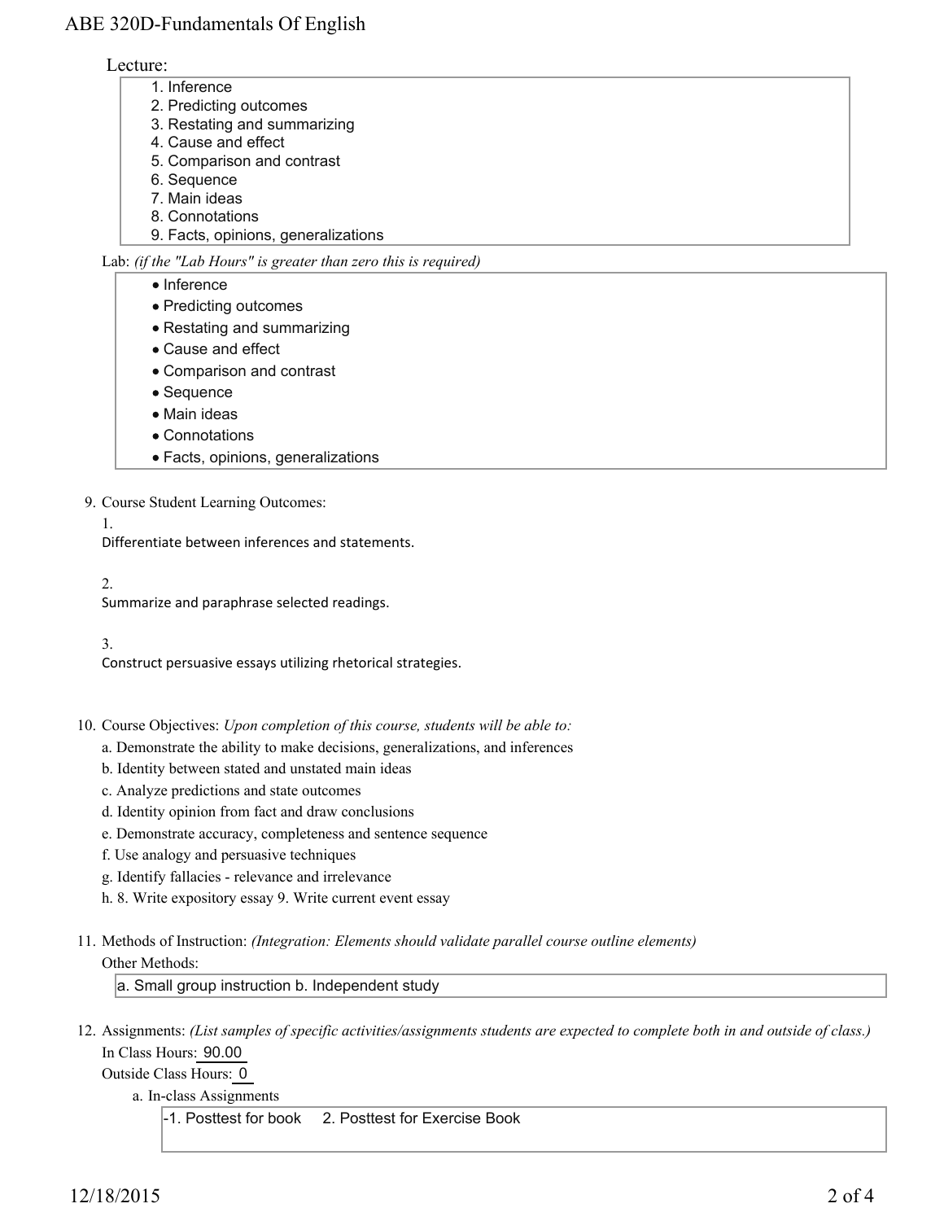Lecture:

1. Inference
2. Predicting outcomes
3. Restating and summarizing
4. Cause and effect
5. Comparison and contrast
6. Sequence
7. Main ideas
8. Connotations
9. Facts, opinions, generalizations

Lab: *(if the "Lab Hours" is greater than zero this is required)*

- Inference
- Predicting outcomes
- Restating and summarizing
- Cause and effect
- Comparison and contrast
- Sequence
- Main ideas
- Connotations
- Facts, opinions, generalizations

9. Course Student Learning Outcomes:

   1. Differentiate between inferences and statements.

   2. Summarize and paraphrase selected readings.

   3. Construct persuasive essays utilizing rhetorical strategies.

10. Course Objectives: *Upon completion of this course, students will be able to:*

    a. Demonstrate the ability to make decisions, generalizations, and inferences
    b. Identity between stated and unstated main ideas
    c. Analyze predictions and state outcomes
    d. Identity opinion from fact and draw conclusions
    e. Demonstrate accuracy, completeness and sentence sequence
    f. Use analogy and persuasive techniques
    g. Identify fallacies - relevance and irrelevance
    h. 8. Write expository essay 9. Write current event essay

11. Methods of Instruction: *(Integration: Elements should validate parallel course outline elements)*

    Other Methods:

    a. Small group instruction b. Independent study

12. Assignments: *(List samples of specific activities/assignments students are expected to complete both in and outside of class.)*

    In Class Hours: 90.00

    Outside Class Hours: 0

    a. In-class Assignments

       -1. Posttest for book 2. Posttest for Exercise Book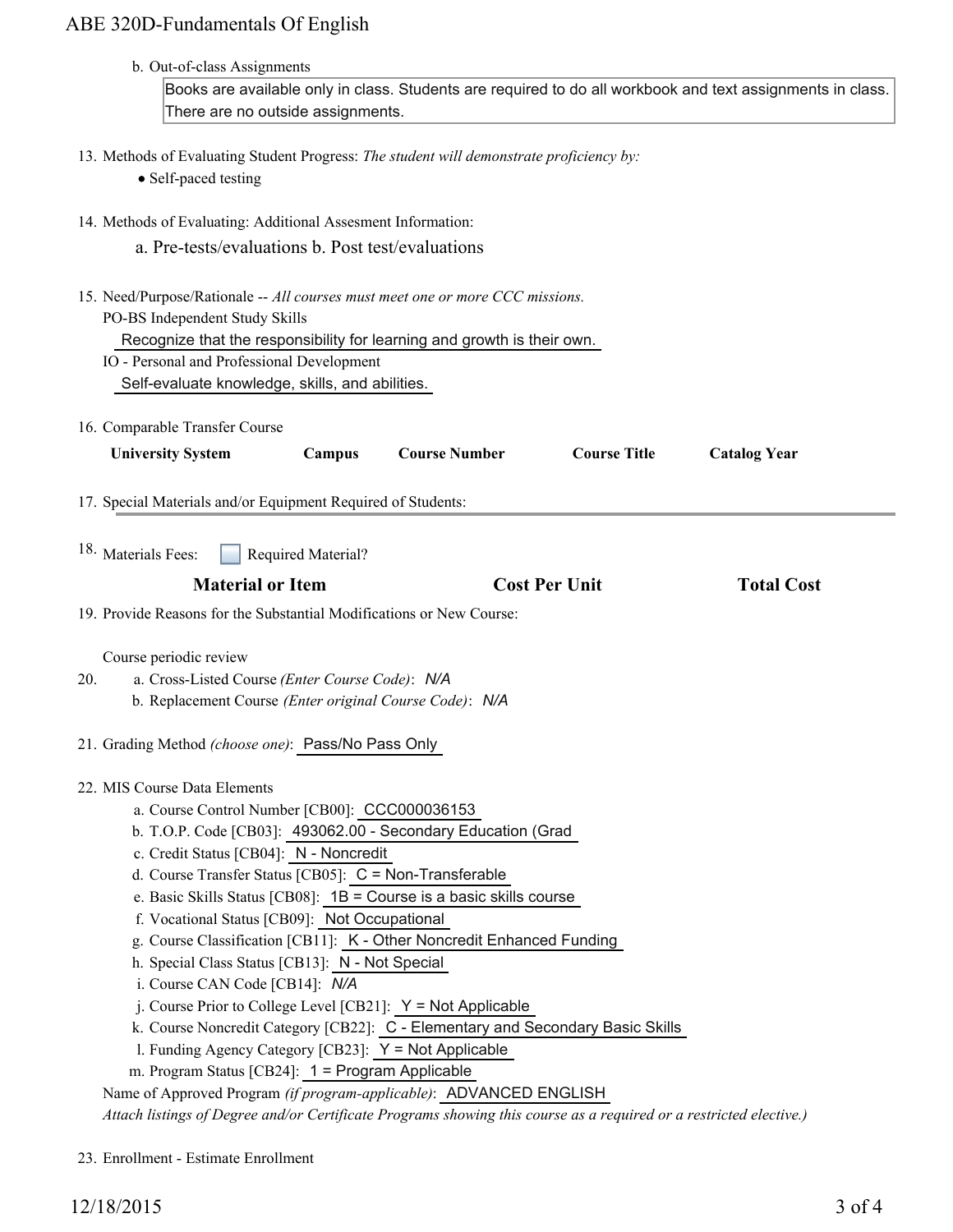b. Out-of-class Assignments

Books are available only in class. Students are required to do all workbook and text assignments in class. There are no outside assignments.

13. Methods of Evaluating Student Progress: *The student will demonstrate proficiency by:*
    - Self-paced testing

14. Methods of Evaluating: Additional Assesment Information:

    a. Pre-tests/evaluations b. Post test/evaluations

15. Need/Purpose/Rationale -- *All courses must meet one or more CCC missions.*

    PO-BS Independent Study Skills

    Recognize that the responsibility for learning and growth is their own.

    IO - Personal and Professional Development

    Self-evaluate knowledge, skills, and abilities.

16. Comparable Transfer Course

| University System | Campus | Course Number | Course Title | Catalog Year |
|---|---|---|---|---|

17. Special Materials and/or Equipment Required of Students:

18. Materials Fees: ☐ Required Material?

| Material or Item | Cost Per Unit | Total Cost |
|---|---|---|

19. Provide Reasons for the Substantial Modifications or New Course:

    Course periodic review

20. a. Cross-Listed Course *(Enter Course Code)*: *N/A*

    b. Replacement Course *(Enter original Course Code)*: *N/A*

21. Grading Method *(choose one)*: Pass/No Pass Only

22. MIS Course Data Elements
    a. Course Control Number [CB00]: CCC000036153
    b. T.O.P. Code [CB03]: 493062.00 - Secondary Education (Grad
    c. Credit Status [CB04]: N - Noncredit
    d. Course Transfer Status [CB05]: C = Non-Transferable
    e. Basic Skills Status [CB08]: 1B = Course is a basic skills course
    f. Vocational Status [CB09]: Not Occupational
    g. Course Classification [CB11]: K - Other Noncredit Enhanced Funding
    h. Special Class Status [CB13]: N - Not Special
    i. Course CAN Code [CB14]: *N/A*
    j. Course Prior to College Level [CB21]: Y = Not Applicable
    k. Course Noncredit Category [CB22]: C - Elementary and Secondary Basic Skills
    l. Funding Agency Category [CB23]: Y = Not Applicable
    m. Program Status [CB24]: 1 = Program Applicable

    Name of Approved Program *(if program-applicable)*: ADVANCED ENGLISH

    *Attach listings of Degree and/or Certificate Programs showing this course as a required or a restricted elective.)*

23. Enrollment - Estimate Enrollment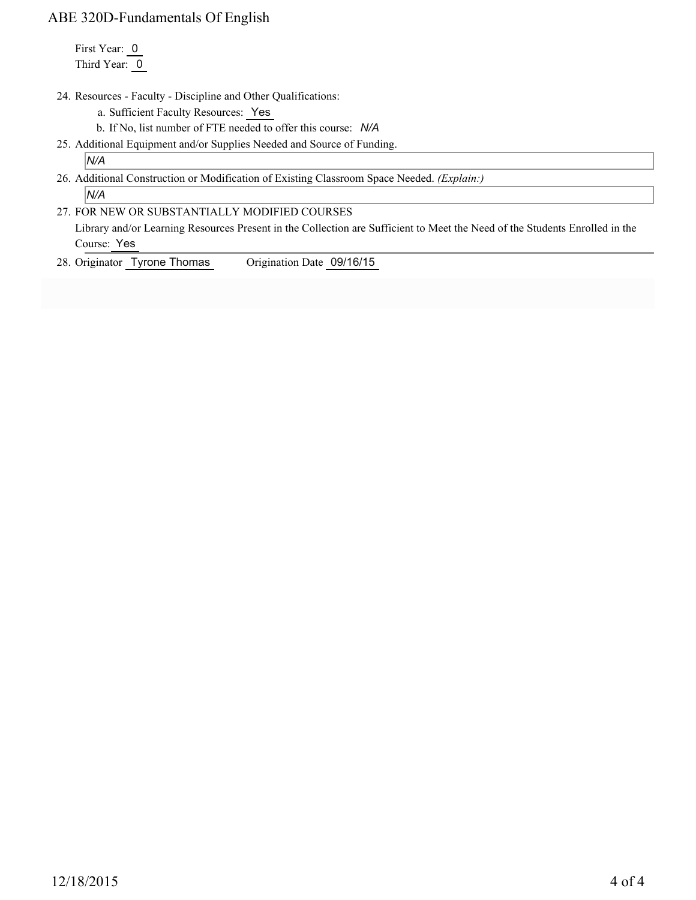First Year: 0
Third Year: 0

24. Resources - Faculty - Discipline and Other Qualifications:
    a. Sufficient Faculty Resources: Yes
    b. If No, list number of FTE needed to offer this course: *N/A*
25. Additional Equipment and/or Supplies Needed and Source of Funding.
    *N/A*
26. Additional Construction or Modification of Existing Classroom Space Needed. *(Explain:)*
    *N/A*
27. FOR NEW OR SUBSTANTIALLY MODIFIED COURSES
    Library and/or Learning Resources Present in the Collection are Sufficient to Meet the Need of the Students Enrolled in the Course: Yes
28. Originator Tyrone Thomas Origination Date 09/16/15